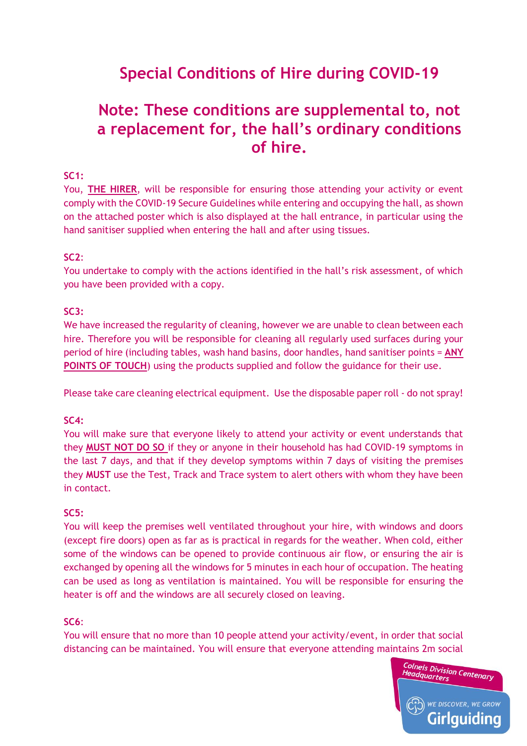# Special Conditions of Hire during COVID-19

## Note: These conditions are supplemental to, not a replacement for, the hall's ordinary conditions of hire.

**SC1:**
You, **THE HIRER**, will be responsible for ensuring those attending your activity or event comply with the COVID-19 Secure Guidelines while entering and occupying the hall, as shown on the attached poster which is also displayed at the hall entrance, in particular using the hand sanitiser supplied when entering the hall and after using tissues.

**SC2**:
You undertake to comply with the actions identified in the hall's risk assessment, of which you have been provided with a copy.

**SC3:**
We have increased the regularity of cleaning, however we are unable to clean between each hire. Therefore you will be responsible for cleaning all regularly used surfaces during your period of hire (including tables, wash hand basins, door handles, hand sanitiser points = **ANY POINTS OF TOUCH**) using the products supplied and follow the guidance for their use.

Please take care cleaning electrical equipment. Use the disposable paper roll - do not spray!

**SC4:**
You will make sure that everyone likely to attend your activity or event understands that they **MUST NOT DO SO** if they or anyone in their household has had COVID-19 symptoms in the last 7 days, and that if they develop symptoms within 7 days of visiting the premises they **MUST** use the Test, Track and Trace system to alert others with whom they have been in contact.

**SC5:**
You will keep the premises well ventilated throughout your hire, with windows and doors (except fire doors) open as far as is practical in regards for the weather. When cold, either some of the windows can be opened to provide continuous air flow, or ensuring the air is exchanged by opening all the windows for 5 minutes in each hour of occupation. The heating can be used as long as ventilation is maintained. You will be responsible for ensuring the heater is off and the windows are all securely closed on leaving.

**SC6**:
You will ensure that no more than 10 people attend your activity/event, in order that social distancing can be maintained. You will ensure that everyone attending maintains 2m social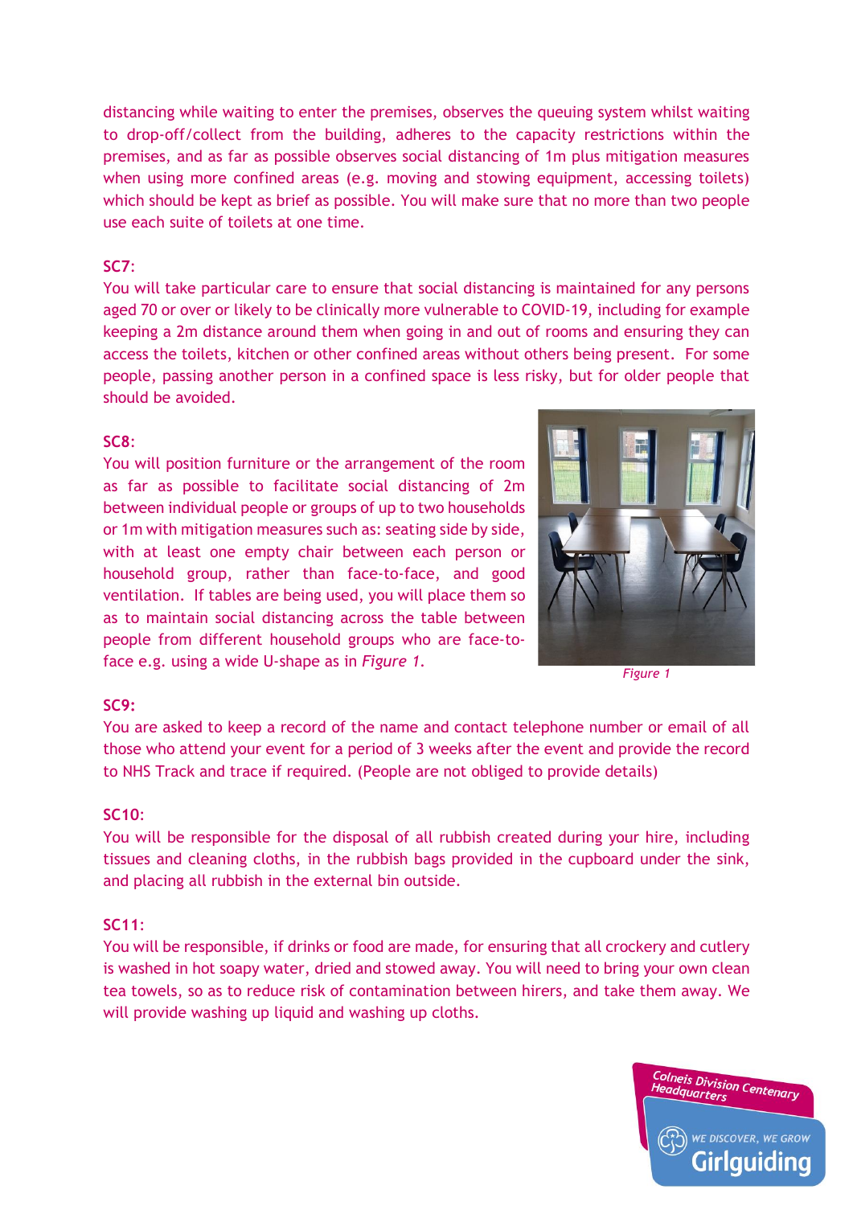distancing while waiting to enter the premises, observes the queuing system whilst waiting to drop-off/collect from the building, adheres to the capacity restrictions within the premises, and as far as possible observes social distancing of 1m plus mitigation measures when using more confined areas (e.g. moving and stowing equipment, accessing toilets) which should be kept as brief as possible. You will make sure that no more than two people use each suite of toilets at one time.

**SC7**:

You will take particular care to ensure that social distancing is maintained for any persons aged 70 or over or likely to be clinically more vulnerable to COVID-19, including for example keeping a 2m distance around them when going in and out of rooms and ensuring they can access the toilets, kitchen or other confined areas without others being present. For some people, passing another person in a confined space is less risky, but for older people that should be avoided.

**SC8**:

You will position furniture or the arrangement of the room as far as possible to facilitate social distancing of 2m between individual people or groups of up to two households or 1m with mitigation measures such as: seating side by side, with at least one empty chair between each person or household group, rather than face-to-face, and good ventilation. If tables are being used, you will place them so as to maintain social distancing across the table between people from different household groups who are face-to-face e.g. using a wide U-shape as in *Figure 1*.

*Figure 1*

**SC9**:

You are asked to keep a record of the name and contact telephone number or email of all those who attend your event for a period of 3 weeks after the event and provide the record to NHS Track and trace if required. (People are not obliged to provide details)

**SC10**:

You will be responsible for the disposal of all rubbish created during your hire, including tissues and cleaning cloths, in the rubbish bags provided in the cupboard under the sink, and placing all rubbish in the external bin outside.

**SC11**:

You will be responsible, if drinks or food are made, for ensuring that all crockery and cutlery is washed in hot soapy water, dried and stowed away. You will need to bring your own clean tea towels, so as to reduce risk of contamination between hirers, and take them away. We will provide washing up liquid and washing up cloths.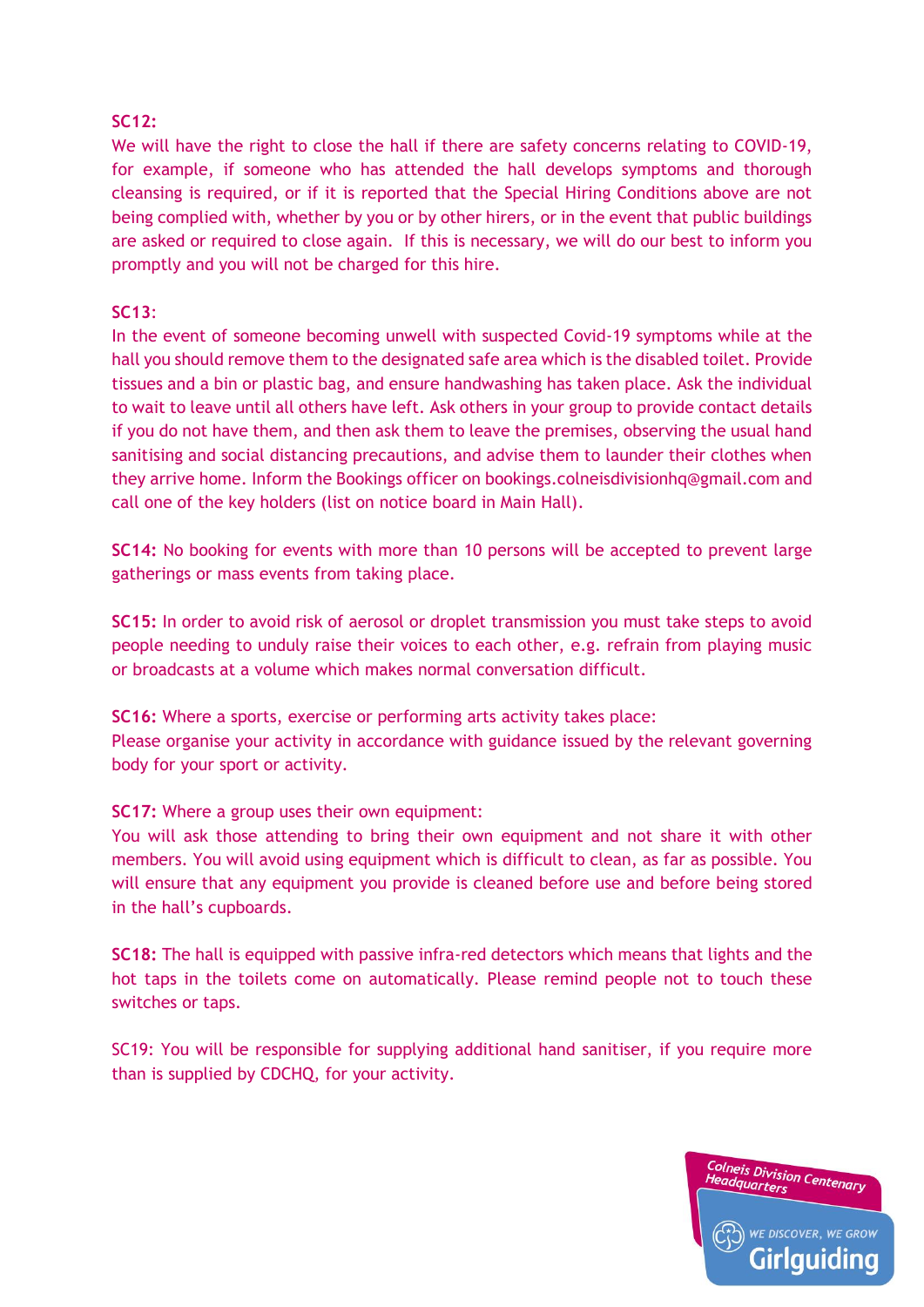**SC12:**

We will have the right to close the hall if there are safety concerns relating to COVID-19, for example, if someone who has attended the hall develops symptoms and thorough cleansing is required, or if it is reported that the Special Hiring Conditions above are not being complied with, whether by you or by other hirers, or in the event that public buildings are asked or required to close again. If this is necessary, we will do our best to inform you promptly and you will not be charged for this hire.

**SC13**:

In the event of someone becoming unwell with suspected Covid-19 symptoms while at the hall you should remove them to the designated safe area which is the disabled toilet. Provide tissues and a bin or plastic bag, and ensure handwashing has taken place. Ask the individual to wait to leave until all others have left. Ask others in your group to provide contact details if you do not have them, and then ask them to leave the premises, observing the usual hand sanitising and social distancing precautions, and advise them to launder their clothes when they arrive home. Inform the Bookings officer on bookings.colneisdivisionhq@gmail.com and call one of the key holders (list on notice board in Main Hall).

**SC14:** No booking for events with more than 10 persons will be accepted to prevent large gatherings or mass events from taking place.

**SC15:** In order to avoid risk of aerosol or droplet transmission you must take steps to avoid people needing to unduly raise their voices to each other, e.g. refrain from playing music or broadcasts at a volume which makes normal conversation difficult.

**SC16:** Where a sports, exercise or performing arts activity takes place:
Please organise your activity in accordance with guidance issued by the relevant governing body for your sport or activity.

**SC17:** Where a group uses their own equipment:
You will ask those attending to bring their own equipment and not share it with other members. You will avoid using equipment which is difficult to clean, as far as possible. You will ensure that any equipment you provide is cleaned before use and before being stored in the hall's cupboards.

**SC18:** The hall is equipped with passive infra-red detectors which means that lights and the hot taps in the toilets come on automatically. Please remind people not to touch these switches or taps.

SC19: You will be responsible for supplying additional hand sanitiser, if you require more than is supplied by CDCHQ, for your activity.

Colneis Division Centenary Headquarters

WE DISCOVER, WE GROW
Girlguiding